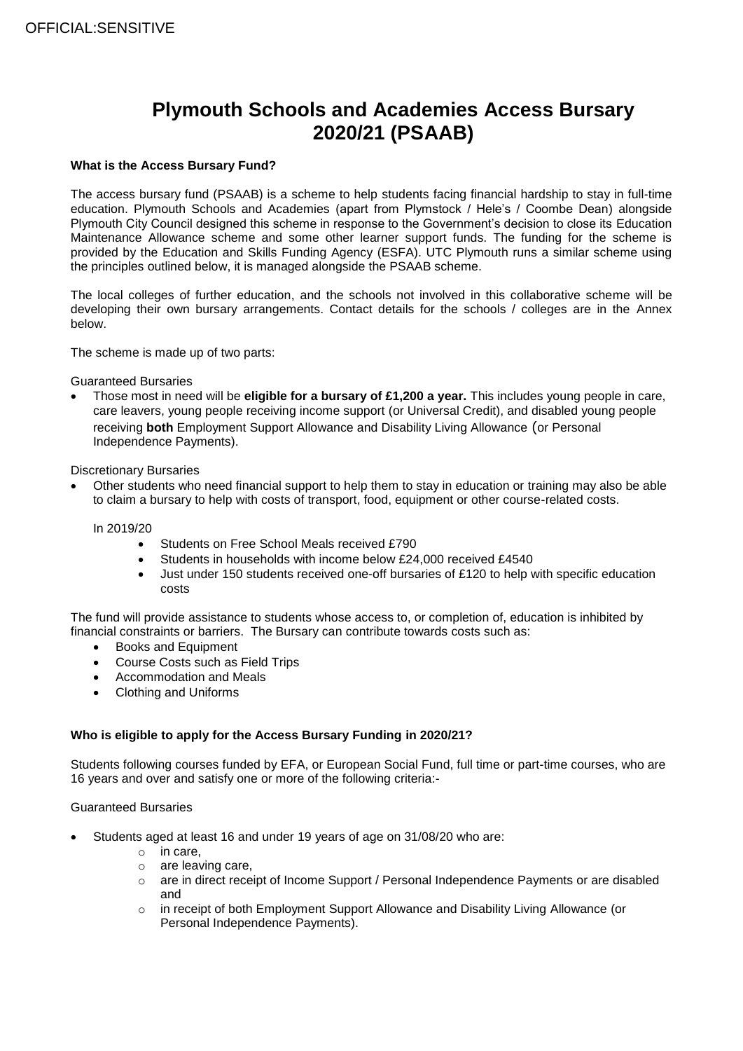OFFICIAL:SENSITIVE

# Plymouth Schools and Academies Access Bursary 2020/21 (PSAAB)

**What is the Access Bursary Fund?**

The access bursary fund (PSAAB) is a scheme to help students facing financial hardship to stay in full-time education. Plymouth Schools and Academies (apart from Plymstock / Hele's / Coombe Dean) alongside Plymouth City Council designed this scheme in response to the Government's decision to close its Education Maintenance Allowance scheme and some other learner support funds. The funding for the scheme is provided by the Education and Skills Funding Agency (ESFA). UTC Plymouth runs a similar scheme using the principles outlined below, it is managed alongside the PSAAB scheme.

The local colleges of further education, and the schools not involved in this collaborative scheme will be developing their own bursary arrangements. Contact details for the schools / colleges are in the Annex below.

The scheme is made up of two parts:

Guaranteed Bursaries

- Those most in need will be **eligible for a bursary of £1,200 a year.** This includes young people in care, care leavers, young people receiving income support (or Universal Credit), and disabled young people receiving **both** Employment Support Allowance and Disability Living Allowance (or Personal Independence Payments).

Discretionary Bursaries

- Other students who need financial support to help them to stay in education or training may also be able to claim a bursary to help with costs of transport, food, equipment or other course-related costs.

  In 2019/20
  - Students on Free School Meals received £790
  - Students in households with income below £24,000 received £4540
  - Just under 150 students received one-off bursaries of £120 to help with specific education costs

The fund will provide assistance to students whose access to, or completion of, education is inhibited by financial constraints or barriers. The Bursary can contribute towards costs such as:

- Books and Equipment
- Course Costs such as Field Trips
- Accommodation and Meals
- Clothing and Uniforms

**Who is eligible to apply for the Access Bursary Funding in 2020/21?**

Students following courses funded by EFA, or European Social Fund, full time or part-time courses, who are 16 years and over and satisfy one or more of the following criteria:-

Guaranteed Bursaries

- Students aged at least 16 and under 19 years of age on 31/08/20 who are:
  - in care,
  - are leaving care,
  - are in direct receipt of Income Support / Personal Independence Payments or are disabled and
  - in receipt of both Employment Support Allowance and Disability Living Allowance (or Personal Independence Payments).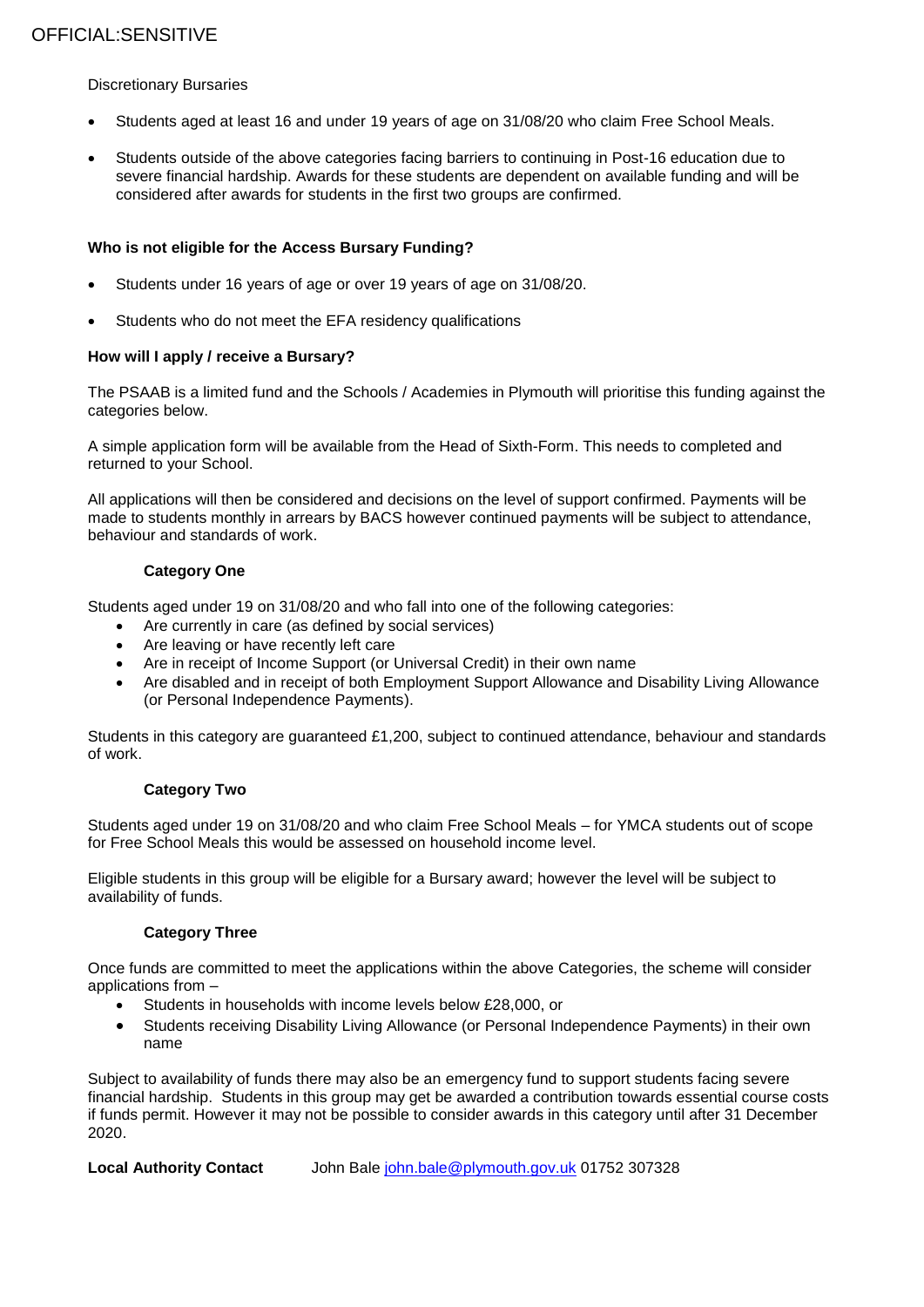Discretionary Bursaries

- Students aged at least 16 and under 19 years of age on 31/08/20 who claim Free School Meals.
- Students outside of the above categories facing barriers to continuing in Post-16 education due to severe financial hardship. Awards for these students are dependent on available funding and will be considered after awards for students in the first two groups are confirmed.

**Who is not eligible for the Access Bursary Funding?**

- Students under 16 years of age or over 19 years of age on 31/08/20.
- Students who do not meet the EFA residency qualifications

**How will I apply / receive a Bursary?**

The PSAAB is a limited fund and the Schools / Academies in Plymouth will prioritise this funding against the categories below.

A simple application form will be available from the Head of Sixth-Form. This needs to completed and returned to your School.

All applications will then be considered and decisions on the level of support confirmed. Payments will be made to students monthly in arrears by BACS however continued payments will be subject to attendance, behaviour and standards of work.

**Category One**

Students aged under 19 on 31/08/20 and who fall into one of the following categories:

- Are currently in care (as defined by social services)
- Are leaving or have recently left care
- Are in receipt of Income Support (or Universal Credit) in their own name
- Are disabled and in receipt of both Employment Support Allowance and Disability Living Allowance (or Personal Independence Payments).

Students in this category are guaranteed £1,200, subject to continued attendance, behaviour and standards of work.

**Category Two**

Students aged under 19 on 31/08/20 and who claim Free School Meals – for YMCA students out of scope for Free School Meals this would be assessed on household income level.

Eligible students in this group will be eligible for a Bursary award; however the level will be subject to availability of funds.

**Category Three**

Once funds are committed to meet the applications within the above Categories, the scheme will consider applications from –

- Students in households with income levels below £28,000, or
- Students receiving Disability Living Allowance (or Personal Independence Payments) in their own name

Subject to availability of funds there may also be an emergency fund to support students facing severe financial hardship. Students in this group may get be awarded a contribution towards essential course costs if funds permit. However it may not be possible to consider awards in this category until after 31 December 2020.

**Local Authority Contact** John Bale john.bale@plymouth.gov.uk 01752 307328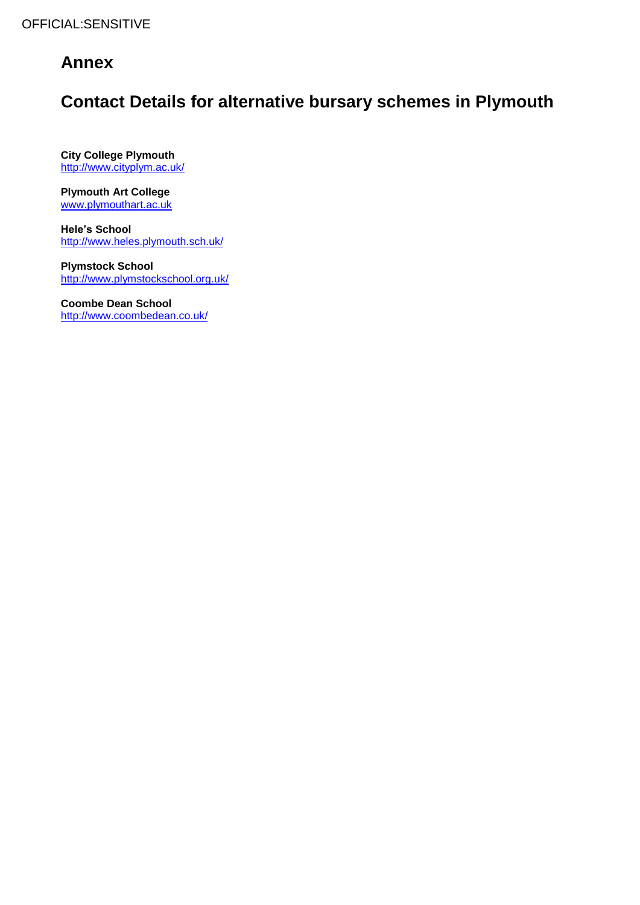# Annex

## Contact Details for alternative bursary schemes in Plymouth

**City College Plymouth**
http://www.cityplym.ac.uk/

**Plymouth Art College**
www.plymouthart.ac.uk

**Hele's School**
http://www.heles.plymouth.sch.uk/

**Plymstock School**
http://www.plymstockschool.org.uk/

**Coombe Dean School**
http://www.coombedean.co.uk/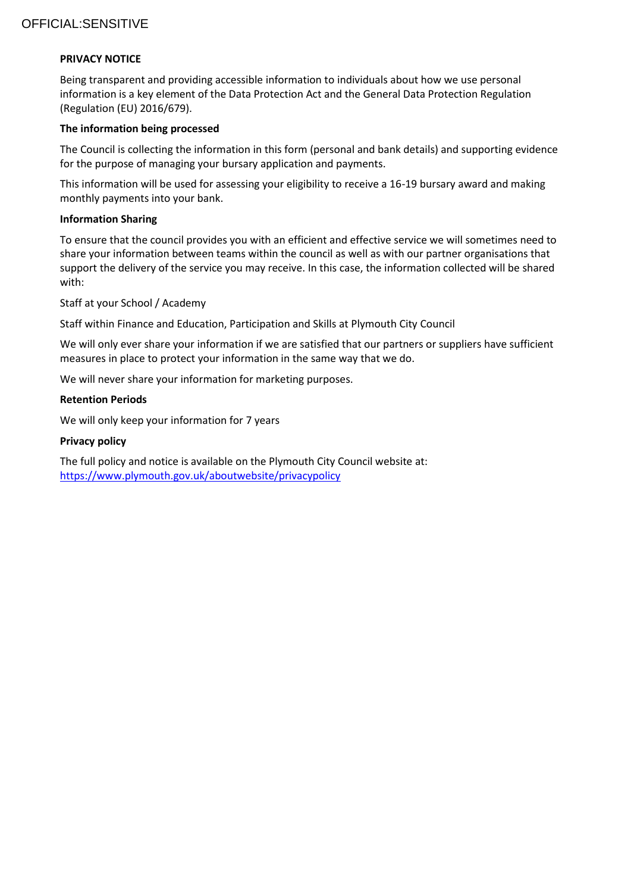**PRIVACY NOTICE**

Being transparent and providing accessible information to individuals about how we use personal information is a key element of the Data Protection Act and the General Data Protection Regulation (Regulation (EU) 2016/679).

**The information being processed**

The Council is collecting the information in this form (personal and bank details) and supporting evidence for the purpose of managing your bursary application and payments.

This information will be used for assessing your eligibility to receive a 16-19 bursary award and making monthly payments into your bank.

**Information Sharing**

To ensure that the council provides you with an efficient and effective service we will sometimes need to share your information between teams within the council as well as with our partner organisations that support the delivery of the service you may receive. In this case, the information collected will be shared with:

Staff at your School / Academy

Staff within Finance and Education, Participation and Skills at Plymouth City Council

We will only ever share your information if we are satisfied that our partners or suppliers have sufficient measures in place to protect your information in the same way that we do.

We will never share your information for marketing purposes.

**Retention Periods**

We will only keep your information for 7 years

**Privacy policy**

The full policy and notice is available on the Plymouth City Council website at: https://www.plymouth.gov.uk/aboutwebsite/privacypolicy